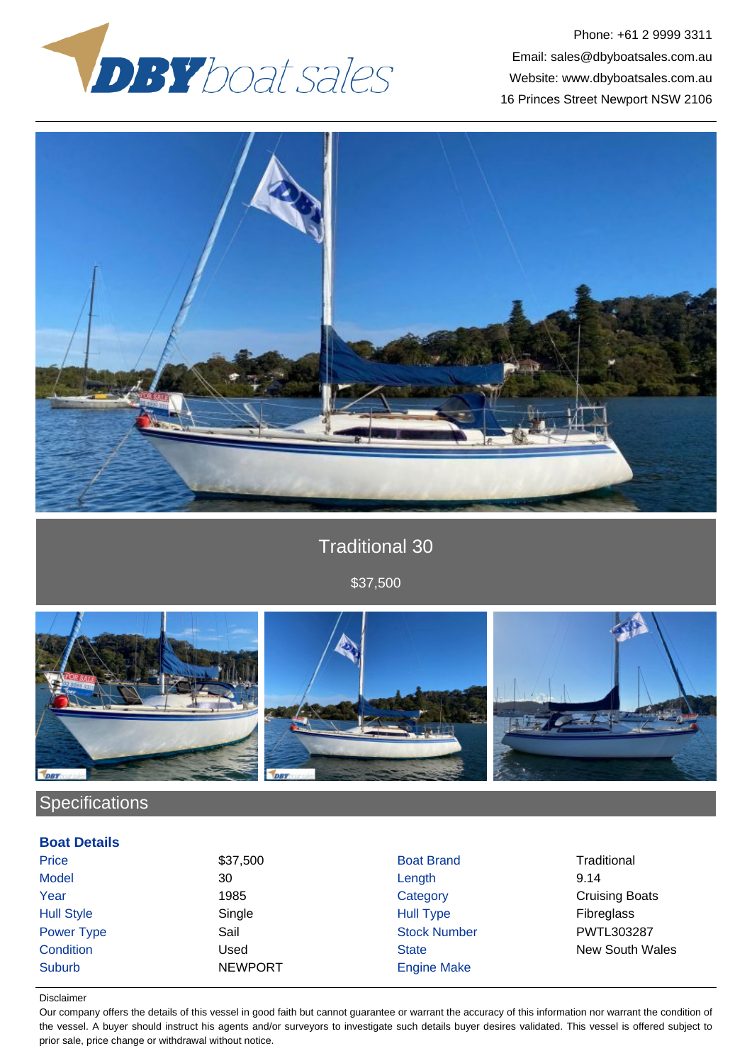Phone: +61 2 9999 3311
Email: sales@dbyboatsales.com.au
Website: www.dbyboatsales.com.au
16 Princes Street Newport NSW 2106

# Traditional 30

$37,500

## Specifications

### Boat Details

| | | | |
|---|---|---|---|
| Price | $37,500 | Boat Brand | Traditional |
| Model | 30 | Length | 9.14 |
| Year | 1985 | Category | Cruising Boats |
| Hull Style | Single | Hull Type | Fibreglass |
| Power Type | Sail | Stock Number | PWTL303287 |
| Condition | Used | State | New South Wales |
| Suburb | NEWPORT | Engine Make | |

Disclaimer

Our company offers the details of this vessel in good faith but cannot guarantee or warrant the accuracy of this information nor warrant the condition of the vessel. A buyer should instruct his agents and/or surveyors to investigate such details buyer desires validated. This vessel is offered subject to prior sale, price change or withdrawal without notice.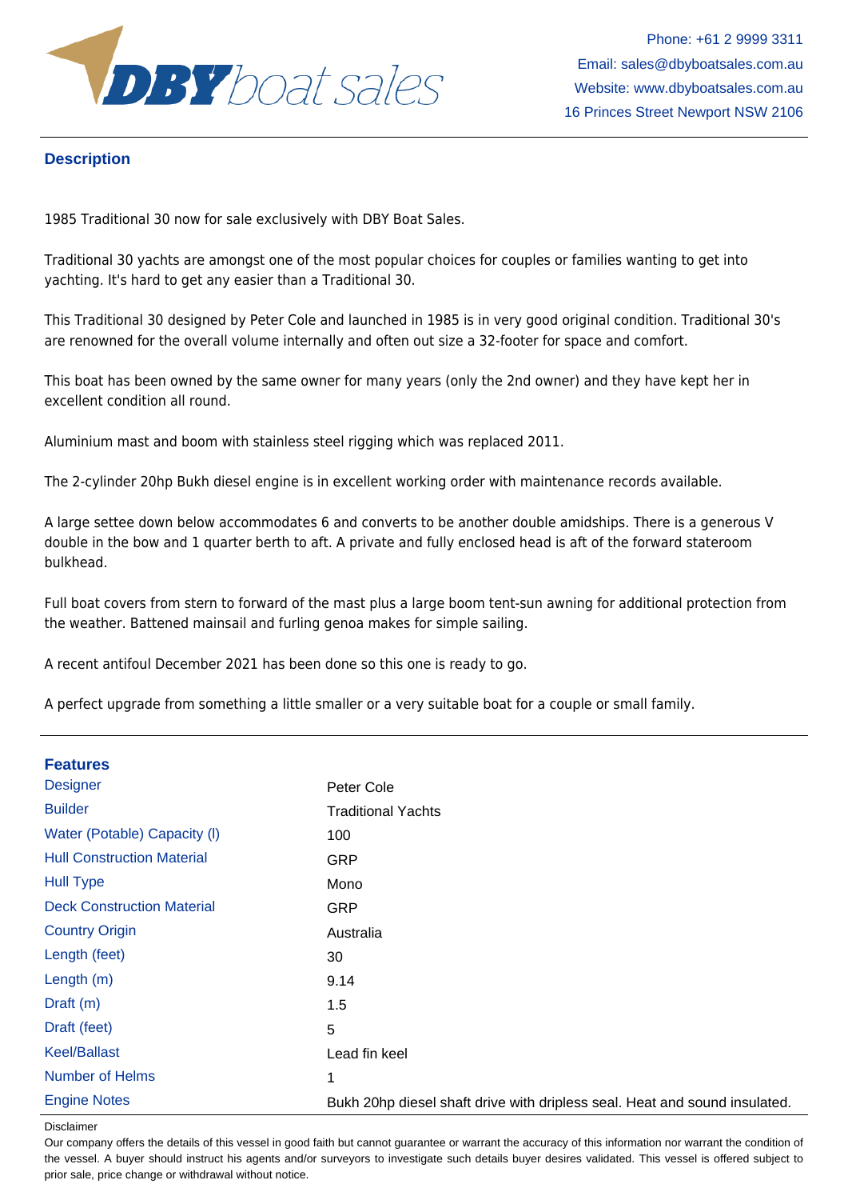## Description

1985 Traditional 30 now for sale exclusively with DBY Boat Sales.

Traditional 30 yachts are amongst one of the most popular choices for couples or families wanting to get into yachting. It's hard to get any easier than a Traditional 30.

This Traditional 30 designed by Peter Cole and launched in 1985 is in very good original condition. Traditional 30's are renowned for the overall volume internally and often out size a 32-footer for space and comfort.

This boat has been owned by the same owner for many years (only the 2nd owner) and they have kept her in excellent condition all round.

Aluminium mast and boom with stainless steel rigging which was replaced 2011.

The 2-cylinder 20hp Bukh diesel engine is in excellent working order with maintenance records available.

A large settee down below accommodates 6 and converts to be another double amidships. There is a generous V double in the bow and 1 quarter berth to aft. A private and fully enclosed head is aft of the forward stateroom bulkhead.

Full boat covers from stern to forward of the mast plus a large boom tent-sun awning for additional protection from the weather. Battened mainsail and furling genoa makes for simple sailing.

A recent antifoul December 2021 has been done so this one is ready to go.

A perfect upgrade from something a little smaller or a very suitable boat for a couple or small family.

## Features

| | |
|---|---|
| Designer | Peter Cole |
| Builder | Traditional Yachts |
| Water (Potable) Capacity (l) | 100 |
| Hull Construction Material | GRP |
| Hull Type | Mono |
| Deck Construction Material | GRP |
| Country Origin | Australia |
| Length (feet) | 30 |
| Length (m) | 9.14 |
| Draft (m) | 1.5 |
| Draft (feet) | 5 |
| Keel/Ballast | Lead fin keel |
| Number of Helms | 1 |
| Engine Notes | Bukh 20hp diesel shaft drive with dripless seal. Heat and sound insulated. |

Disclaimer

Our company offers the details of this vessel in good faith but cannot guarantee or warrant the accuracy of this information nor warrant the condition of the vessel. A buyer should instruct his agents and/or surveyors to investigate such details buyer desires validated. This vessel is offered subject to prior sale, price change or withdrawal without notice.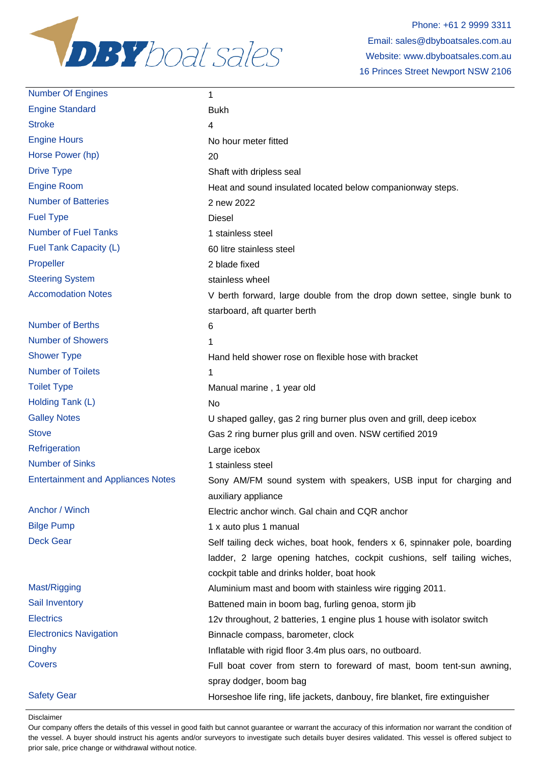Phone: +61 2 9999 3311
Email: sales@dbyboatsales.com.au
Website: www.dbyboatsales.com.au
16 Princes Street Newport NSW 2106

| | |
|---|---|
| Number Of Engines | 1 |
| Engine Standard | Bukh |
| Stroke | 4 |
| Engine Hours | No hour meter fitted |
| Horse Power (hp) | 20 |
| Drive Type | Shaft with dripless seal |
| Engine Room | Heat and sound insulated located below companionway steps. |
| Number of Batteries | 2 new 2022 |
| Fuel Type | Diesel |
| Number of Fuel Tanks | 1 stainless steel |
| Fuel Tank Capacity (L) | 60 litre stainless steel |
| Propeller | 2 blade fixed |
| Steering System | stainless wheel |
| Accomodation Notes | V berth forward, large double from the drop down settee, single bunk to starboard, aft quarter berth |
| Number of Berths | 6 |
| Number of Showers | 1 |
| Shower Type | Hand held shower rose on flexible hose with bracket |
| Number of Toilets | 1 |
| Toilet Type | Manual marine , 1 year old |
| Holding Tank (L) | No |
| Galley Notes | U shaped galley, gas 2 ring burner plus oven and grill, deep icebox |
| Stove | Gas 2 ring burner plus grill and oven. NSW certified 2019 |
| Refrigeration | Large icebox |
| Number of Sinks | 1 stainless steel |
| Entertainment and Appliances Notes | Sony AM/FM sound system with speakers, USB input for charging and auxiliary appliance |
| Anchor / Winch | Electric anchor winch. Gal chain and CQR anchor |
| Bilge Pump | 1 x auto plus 1 manual |
| Deck Gear | Self tailing deck wiches, boat hook, fenders x 6, spinnaker pole, boarding ladder, 2 large opening hatches, cockpit cushions, self tailing wiches, cockpit table and drinks holder, boat hook |
| Mast/Rigging | Aluminium mast and boom with stainless wire rigging 2011. |
| Sail Inventory | Battened main in boom bag, furling genoa, storm jib |
| Electrics | 12v throughout, 2 batteries, 1 engine plus 1 house with isolator switch |
| Electronics Navigation | Binnacle compass, barometer, clock |
| Dinghy | Inflatable with rigid floor 3.4m plus oars, no outboard. |
| Covers | Full boat cover from stern to foreward of mast, boom tent-sun awning, spray dodger, boom bag |
| Safety Gear | Horseshoe life ring, life jackets, danbouy, fire blanket, fire extinguisher |

Disclaimer

Our company offers the details of this vessel in good faith but cannot guarantee or warrant the accuracy of this information nor warrant the condition of the vessel. A buyer should instruct his agents and/or surveyors to investigate such details buyer desires validated. This vessel is offered subject to prior sale, price change or withdrawal without notice.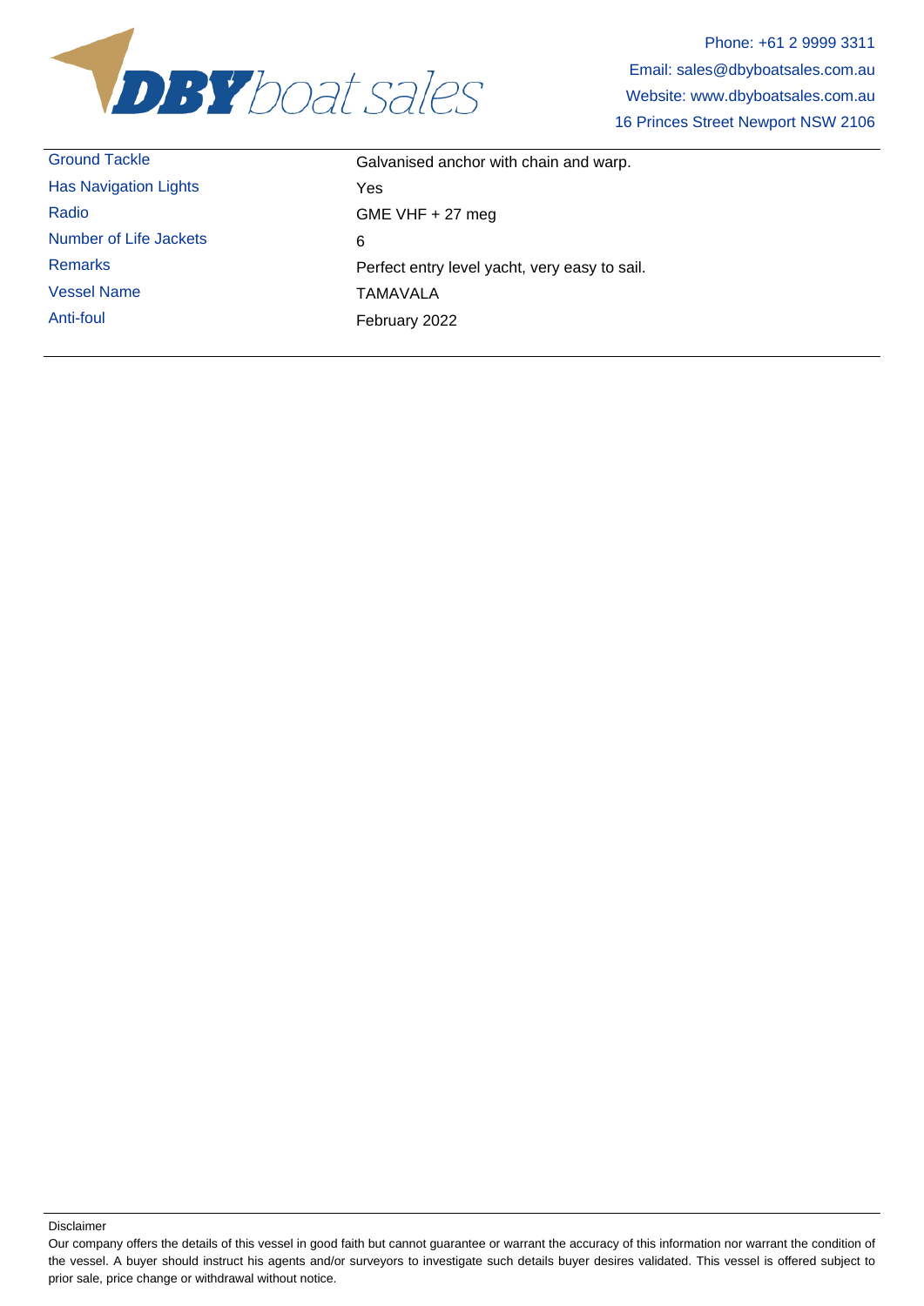| | |
|---|---|
| Ground Tackle | Galvanised anchor with chain and warp. |
| Has Navigation Lights | Yes |
| Radio | GME VHF + 27 meg |
| Number of Life Jackets | 6 |
| Remarks | Perfect entry level yacht, very easy to sail. |
| Vessel Name | TAMAVALA |
| Anti-foul | February 2022 |

Disclaimer

Our company offers the details of this vessel in good faith but cannot guarantee or warrant the accuracy of this information nor warrant the condition of the vessel. A buyer should instruct his agents and/or surveyors to investigate such details buyer desires validated. This vessel is offered subject to prior sale, price change or withdrawal without notice.